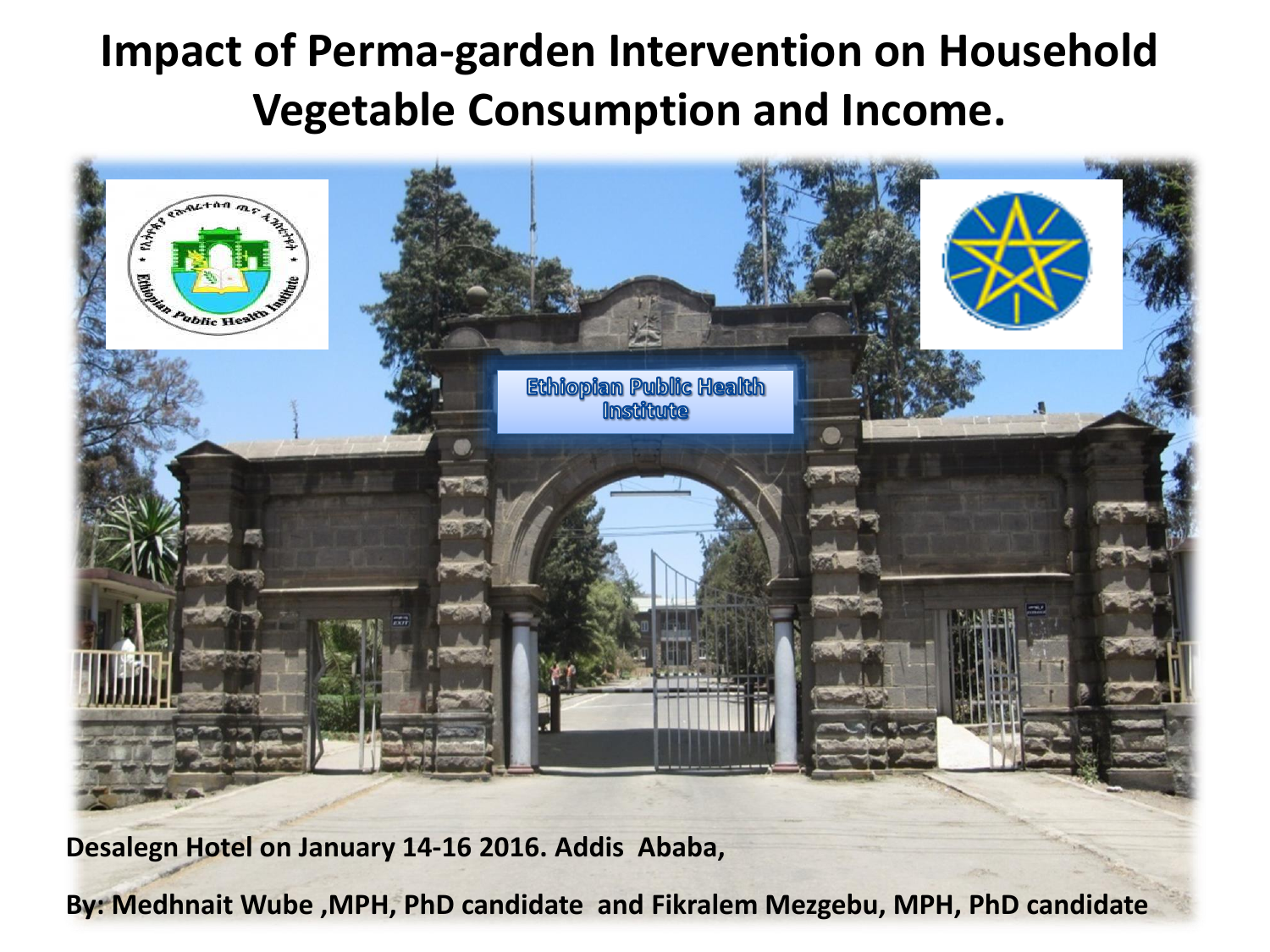# Impact of Perma-garden Intervention on Household Vegetable Consumption and Income.

**Desalegn Hotel on January 14-16 2016. Addis Ababa,**

**By: Medhnait Wube ,MPH, PhD candidate and Fikralem Mezgebu, MPH, PhD candidate**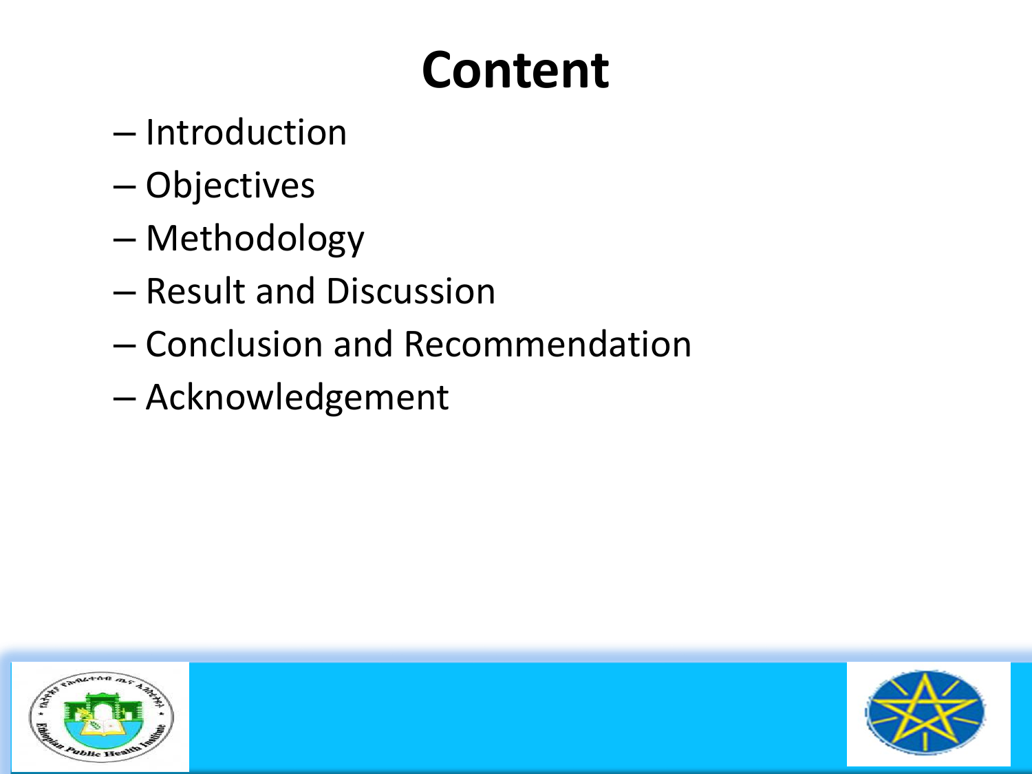# Content

- Introduction
- Objectives
- Methodology
- Result and Discussion
- Conclusion and Recommendation
- Acknowledgement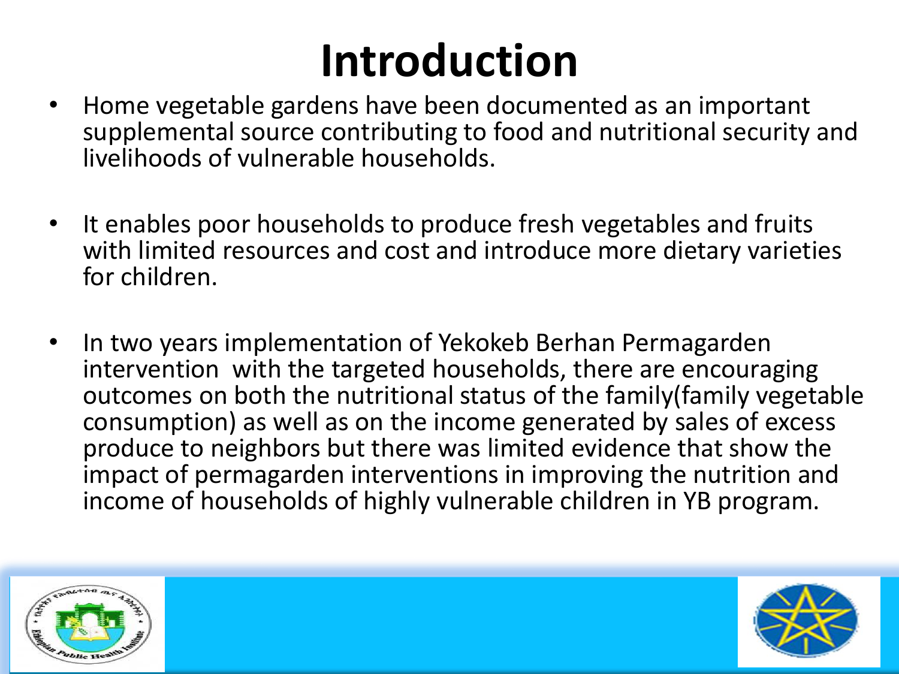# Introduction

- Home vegetable gardens have been documented as an important supplemental source contributing to food and nutritional security and livelihoods of vulnerable households.

- It enables poor households to produce fresh vegetables and fruits with limited resources and cost and introduce more dietary varieties for children.

- In two years implementation of Yekokeb Berhan Permagarden intervention with the targeted households, there are encouraging outcomes on both the nutritional status of the family(family vegetable consumption) as well as on the income generated by sales of excess produce to neighbors but there was limited evidence that show the impact of permagarden interventions in improving the nutrition and income of households of highly vulnerable children in YB program.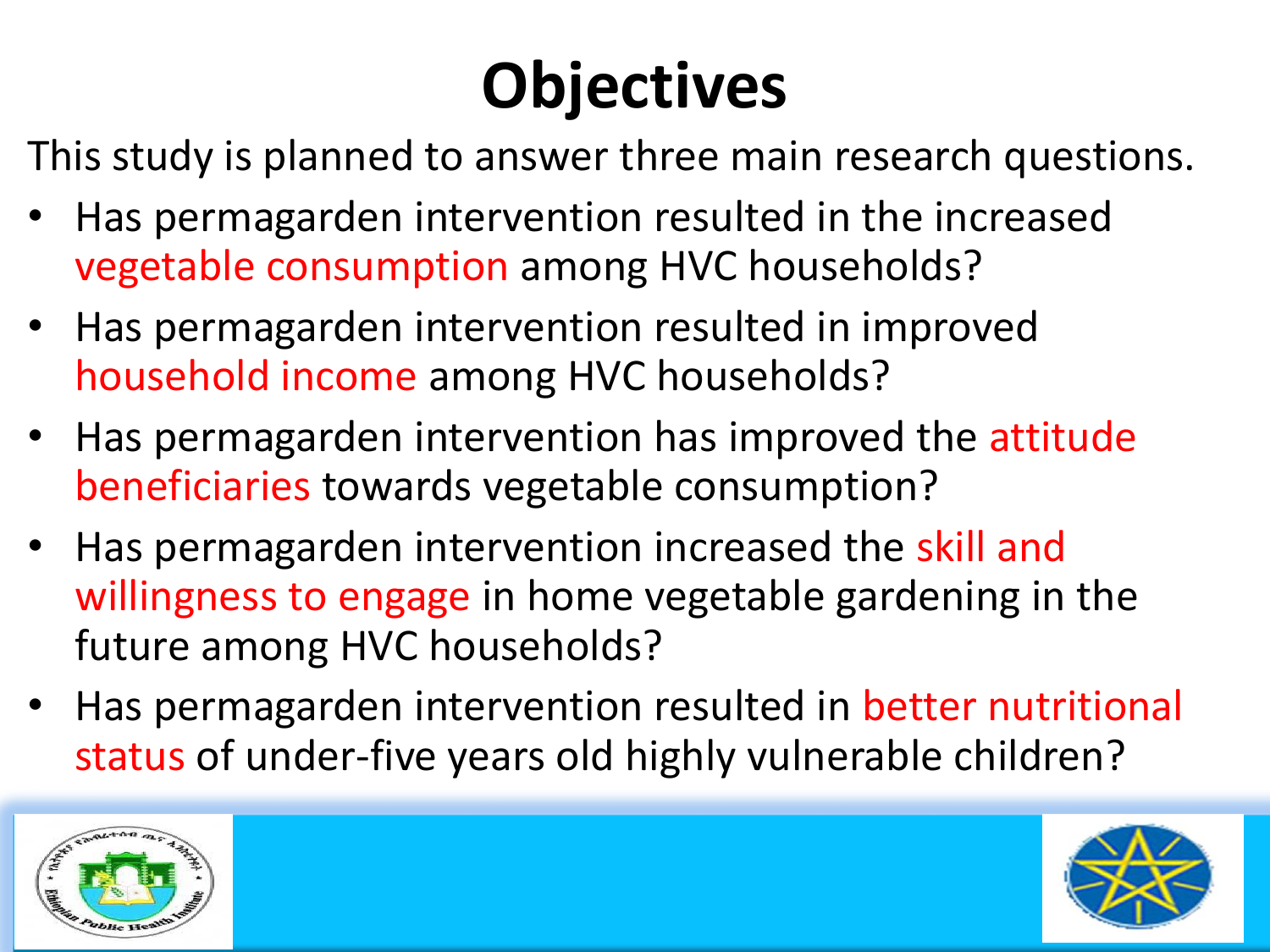# Objectives

This study is planned to answer three main research questions.

- Has permagarden intervention resulted in the increased vegetable consumption among HVC households?
- Has permagarden intervention resulted in improved household income among HVC households?
- Has permagarden intervention has improved the attitude beneficiaries towards vegetable consumption?
- Has permagarden intervention increased the skill and willingness to engage in home vegetable gardening in the future among HVC households?
- Has permagarden intervention resulted in better nutritional status of under-five years old highly vulnerable children?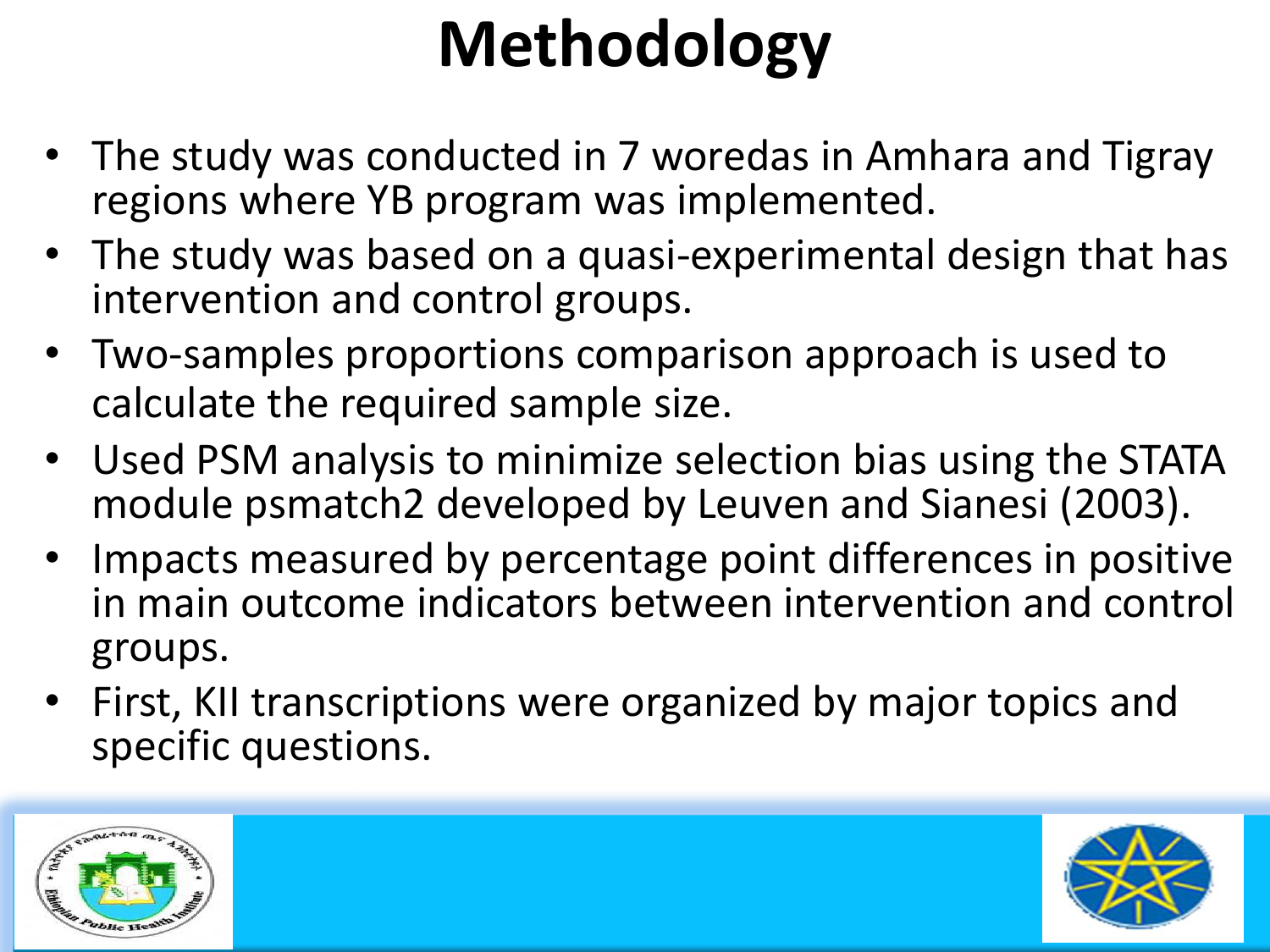# Methodology

- The study was conducted in 7 woredas in Amhara and Tigray regions where YB program was implemented.
- The study was based on a quasi-experimental design that has intervention and control groups.
- Two-samples proportions comparison approach is used to calculate the required sample size.
- Used PSM analysis to minimize selection bias using the STATA module psmatch2 developed by Leuven and Sianesi (2003).
- Impacts measured by percentage point differences in positive in main outcome indicators between intervention and control groups.
- First, KII transcriptions were organized by major topics and specific questions.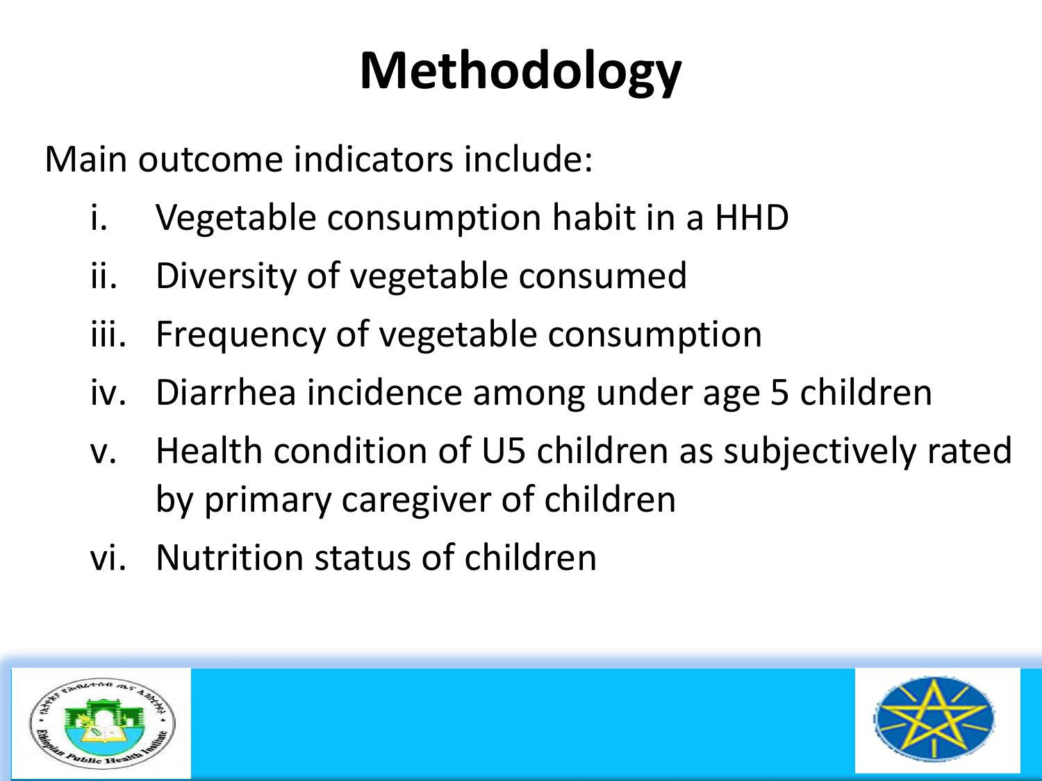# Methodology

Main outcome indicators include:

i. Vegetable consumption habit in a HHD
ii. Diversity of vegetable consumed
iii. Frequency of vegetable consumption
iv. Diarrhea incidence among under age 5 children
v. Health condition of U5 children as subjectively rated by primary caregiver of children
vi. Nutrition status of children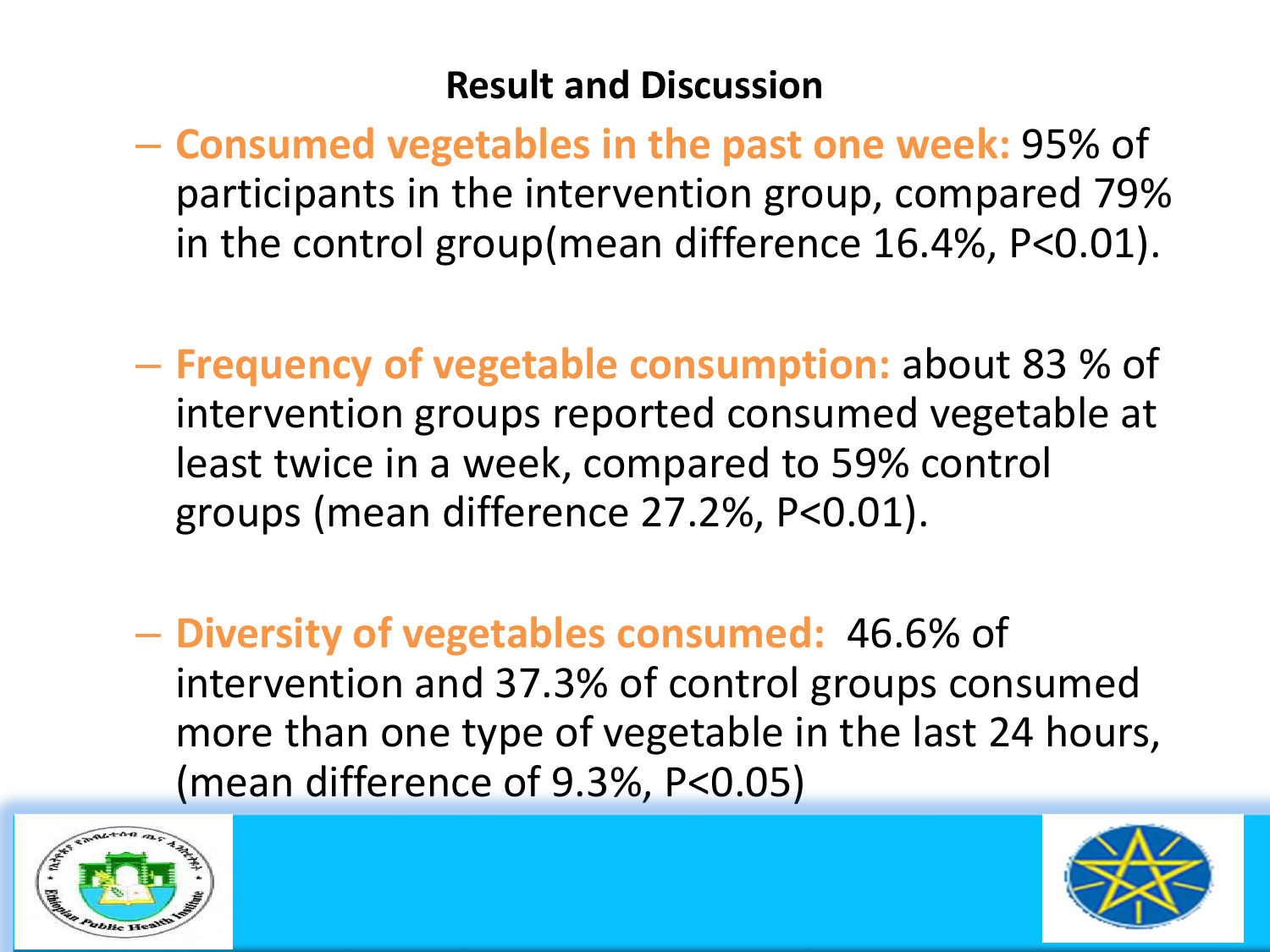## Result and Discussion

- **Consumed vegetables in the past one week:** 95% of participants in the intervention group, compared 79% in the control group(mean difference 16.4%, $P<0.01$).

- **Frequency of vegetable consumption:** about 83 % of intervention groups reported consumed vegetable at least twice in a week, compared to 59% control groups (mean difference 27.2%, $P<0.01$).

- **Diversity of vegetables consumed:** 46.6% of intervention and 37.3% of control groups consumed more than one type of vegetable in the last 24 hours, (mean difference of 9.3%, $P<0.05$)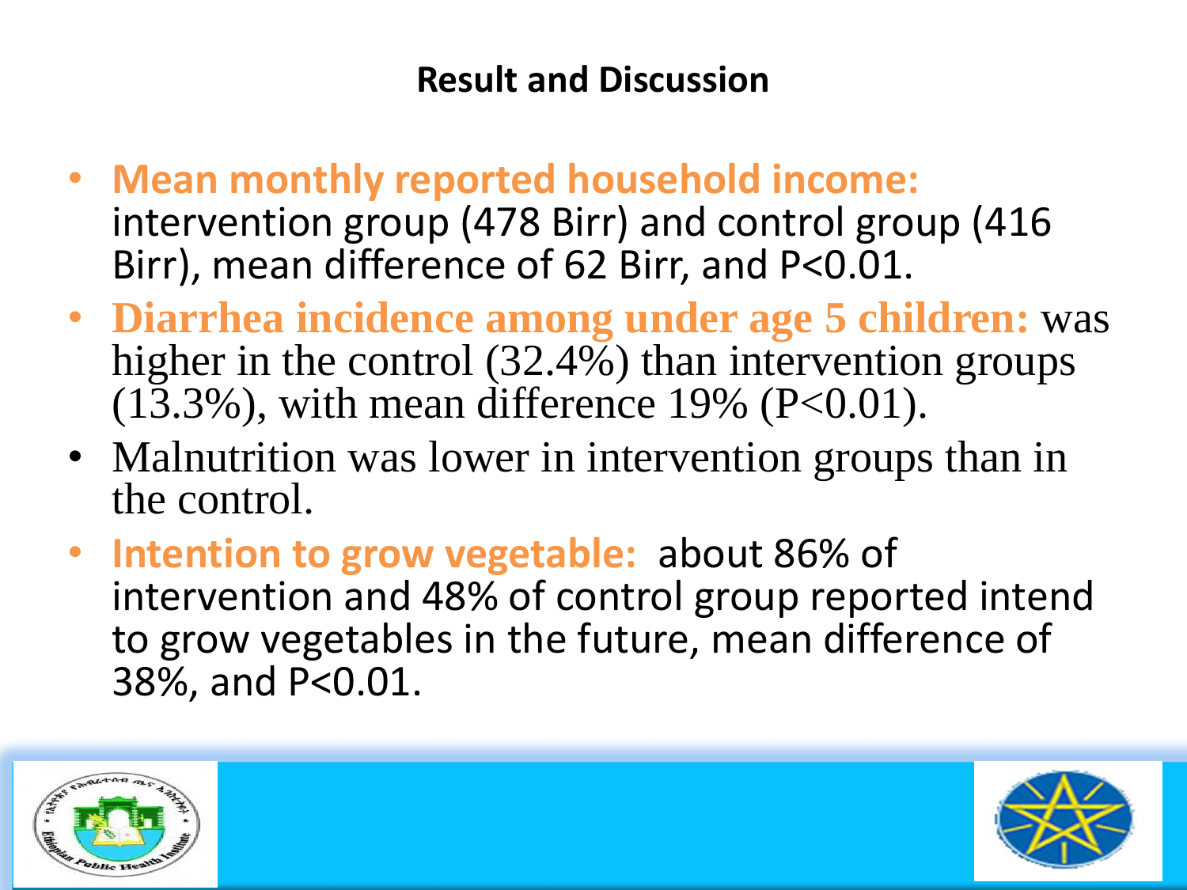## Result and Discussion

- **Mean monthly reported household income:** intervention group (478 Birr) and control group (416 Birr), mean difference of 62 Birr, and $P<0.01$.
- **Diarrhea incidence among under age 5 children:** was higher in the control (32.4%) than intervention groups (13.3%), with mean difference 19% ($P<0.01$).
- Malnutrition was lower in intervention groups than in the control.
- **Intention to grow vegetable:** about 86% of intervention and 48% of control group reported intend to grow vegetables in the future, mean difference of 38%, and $P<0.01$.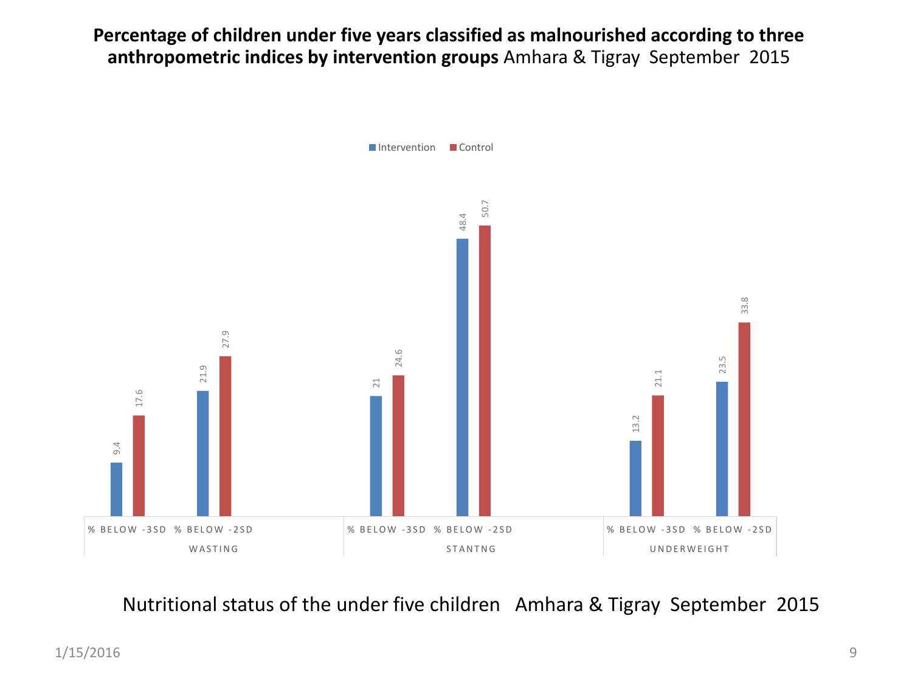**Percentage of children under five years classified as malnourished according to three anthropometric indices by intervention groups** Amhara & Tigray September 2015

| | | Intervention | Control |
|---|---|---|---|
| WASTING | % BELOW -3SD | 9.4 | 17.6 |
| | % BELOW -2SD | 21.9 | 27.9 |
| STANTNG | % BELOW -3SD | 21 | 24.6 |
| | % BELOW -2SD | 48.4 | 50.7 |
| UNDERWEIGHT | % BELOW -3SD | 13.2 | 21.1 |
| | % BELOW -2SD | 23.5 | 33.8 |

Nutritional status of the under five children Amhara & Tigray September 2015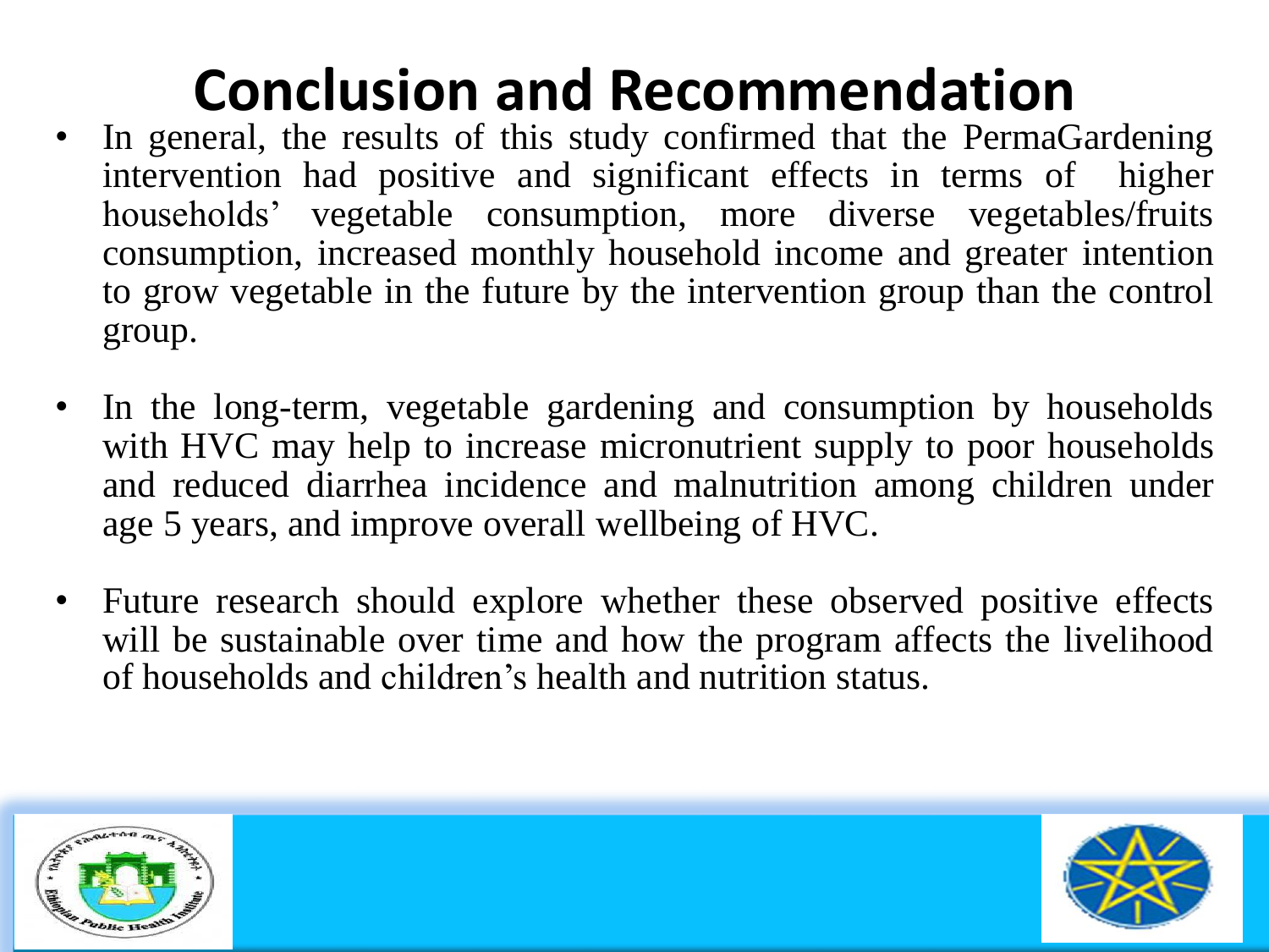# Conclusion and Recommendation

- In general, the results of this study confirmed that the PermaGardening intervention had positive and significant effects in terms of higher households' vegetable consumption, more diverse vegetables/fruits consumption, increased monthly household income and greater intention to grow vegetable in the future by the intervention group than the control group.

- In the long-term, vegetable gardening and consumption by households with HVC may help to increase micronutrient supply to poor households and reduced diarrhea incidence and malnutrition among children under age 5 years, and improve overall wellbeing of HVC.

- Future research should explore whether these observed positive effects will be sustainable over time and how the program affects the livelihood of households and children's health and nutrition status.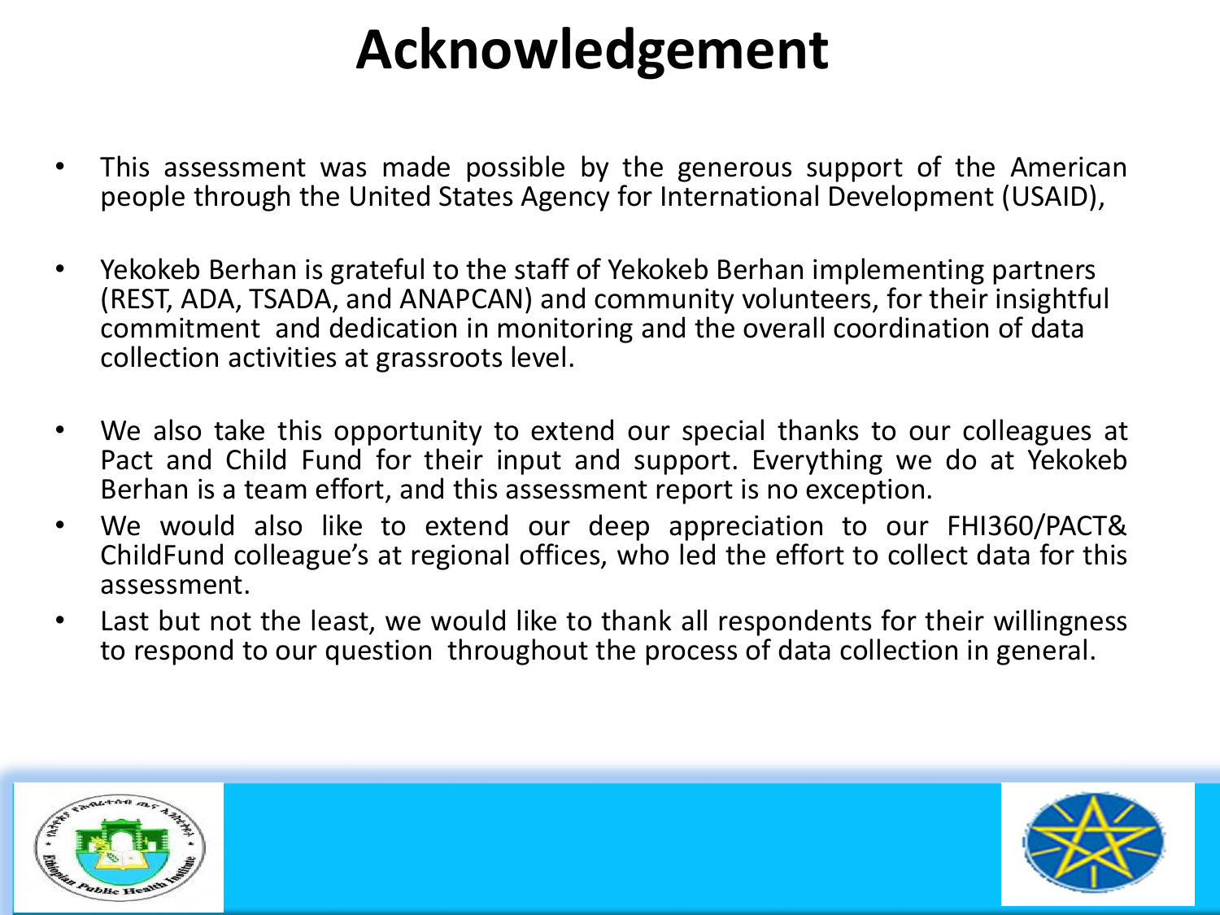# Acknowledgement

- This assessment was made possible by the generous support of the American people through the United States Agency for International Development (USAID),
- Yekokeb Berhan is grateful to the staff of Yekokeb Berhan implementing partners (REST, ADA, TSADA, and ANAPCAN) and community volunteers, for their insightful commitment and dedication in monitoring and the overall coordination of data collection activities at grassroots level.
- We also take this opportunity to extend our special thanks to our colleagues at Pact and Child Fund for their input and support. Everything we do at Yekokeb Berhan is a team effort, and this assessment report is no exception.
- We would also like to extend our deep appreciation to our FHI360/PACT& ChildFund colleague's at regional offices, who led the effort to collect data for this assessment.
- Last but not the least, we would like to thank all respondents for their willingness to respond to our question throughout the process of data collection in general.